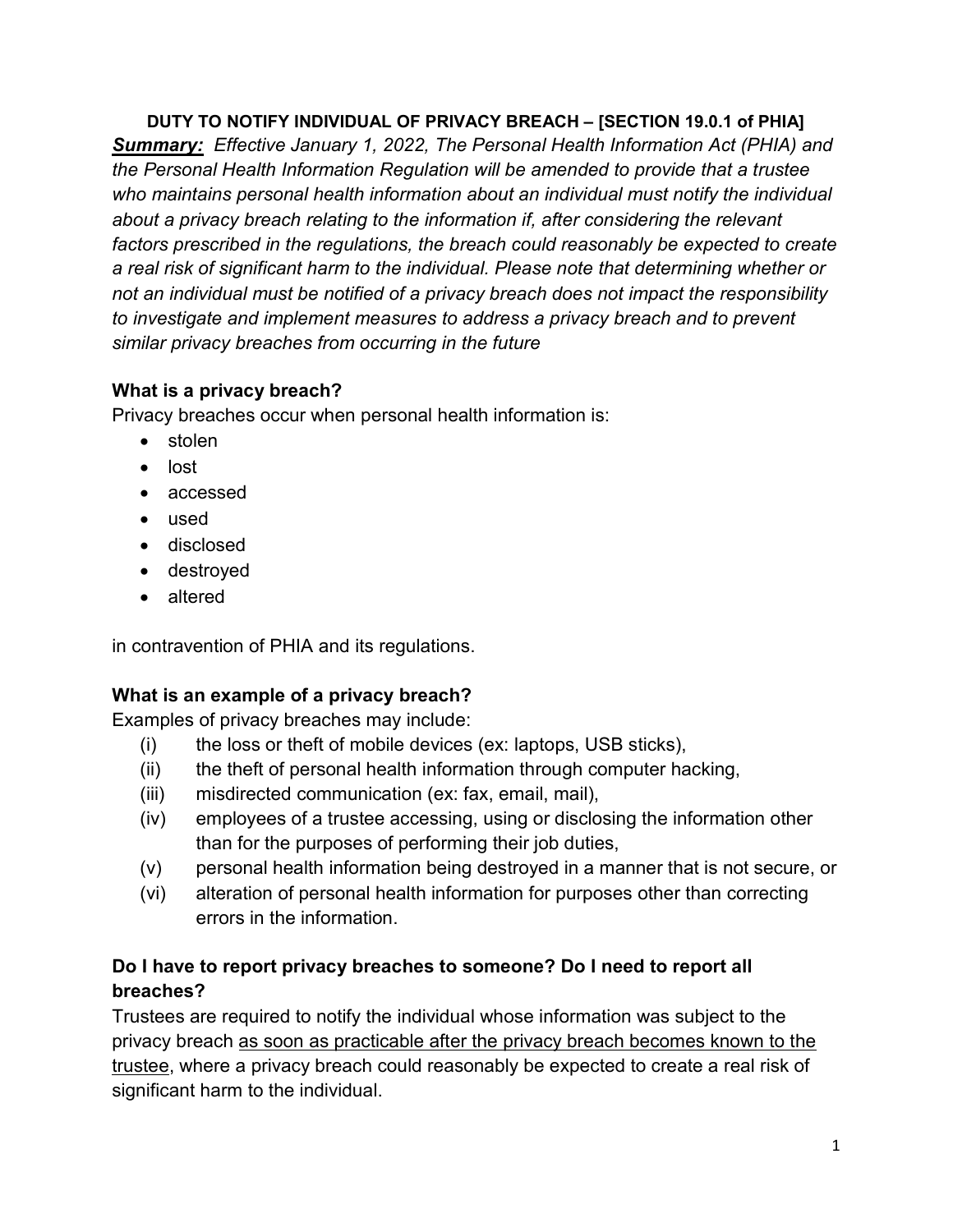# DUTY TO NOTIFY INDIVIDUAL OF PRIVACY BREACH – [SECTION 19.0.1 of PHIA]

***Summary:*** *Effective January 1, 2022, The Personal Health Information Act (PHIA) and the Personal Health Information Regulation will be amended to provide that a trustee who maintains personal health information about an individual must notify the individual about a privacy breach relating to the information if, after considering the relevant factors prescribed in the regulations, the breach could reasonably be expected to create a real risk of significant harm to the individual. Please note that determining whether or not an individual must be notified of a privacy breach does not impact the responsibility to investigate and implement measures to address a privacy breach and to prevent similar privacy breaches from occurring in the future*

## What is a privacy breach?

Privacy breaches occur when personal health information is:

- stolen
- lost
- accessed
- used
- disclosed
- destroyed
- altered

in contravention of PHIA and its regulations.

## What is an example of a privacy breach?

Examples of privacy breaches may include:

(i) the loss or theft of mobile devices (ex: laptops, USB sticks),
(ii) the theft of personal health information through computer hacking,
(iii) misdirected communication (ex: fax, email, mail),
(iv) employees of a trustee accessing, using or disclosing the information other than for the purposes of performing their job duties,
(v) personal health information being destroyed in a manner that is not secure, or
(vi) alteration of personal health information for purposes other than correcting errors in the information.

## Do I have to report privacy breaches to someone? Do I need to report all breaches?

Trustees are required to notify the individual whose information was subject to the privacy breach <u>as soon as practicable after the privacy breach becomes known to the trustee</u>, where a privacy breach could reasonably be expected to create a real risk of significant harm to the individual.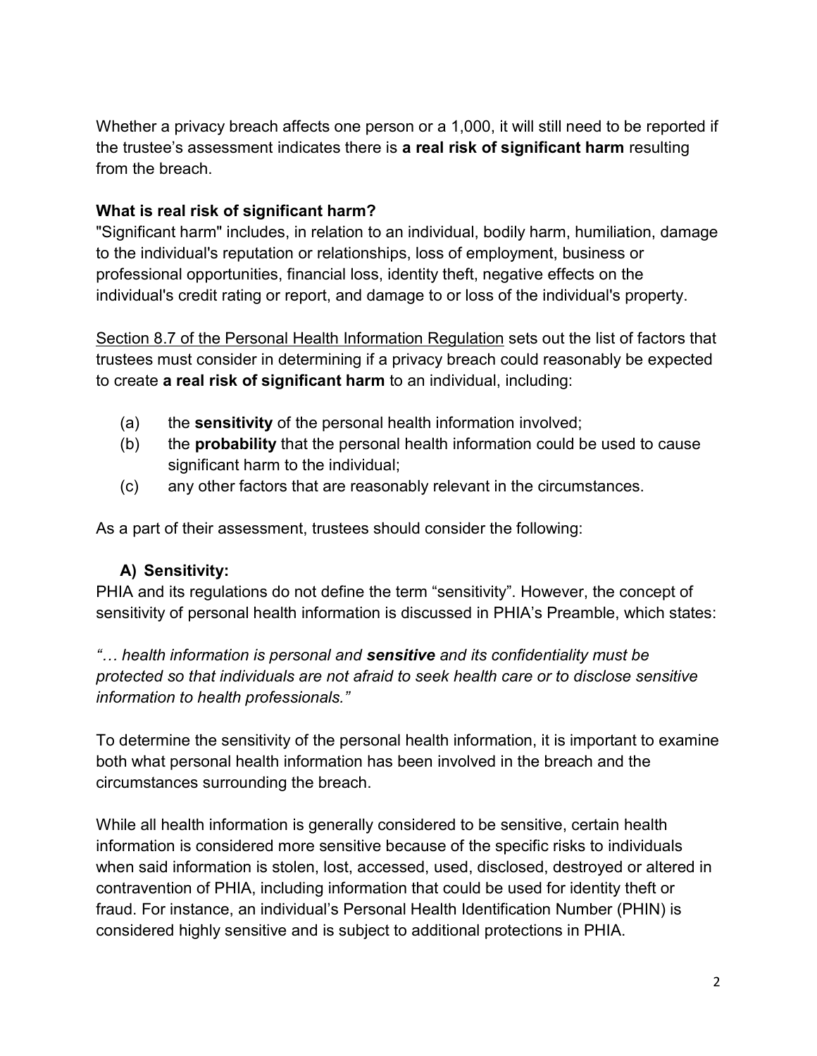Whether a privacy breach affects one person or a 1,000, it will still need to be reported if the trustee's assessment indicates there is **a real risk of significant harm** resulting from the breach.

**What is real risk of significant harm?**

"Significant harm" includes, in relation to an individual, bodily harm, humiliation, damage to the individual's reputation or relationships, loss of employment, business or professional opportunities, financial loss, identity theft, negative effects on the individual's credit rating or report, and damage to or loss of the individual's property.

Section 8.7 of the Personal Health Information Regulation sets out the list of factors that trustees must consider in determining if a privacy breach could reasonably be expected to create **a real risk of significant harm** to an individual, including:

(a) the **sensitivity** of the personal health information involved;

(b) the **probability** that the personal health information could be used to cause significant harm to the individual;

(c) any other factors that are reasonably relevant in the circumstances.

As a part of their assessment, trustees should consider the following:

**A) Sensitivity:**

PHIA and its regulations do not define the term "sensitivity". However, the concept of sensitivity of personal health information is discussed in PHIA's Preamble, which states:

*"… health information is personal and* ***sensitive*** *and its confidentiality must be protected so that individuals are not afraid to seek health care or to disclose sensitive information to health professionals."*

To determine the sensitivity of the personal health information, it is important to examine both what personal health information has been involved in the breach and the circumstances surrounding the breach.

While all health information is generally considered to be sensitive, certain health information is considered more sensitive because of the specific risks to individuals when said information is stolen, lost, accessed, used, disclosed, destroyed or altered in contravention of PHIA, including information that could be used for identity theft or fraud. For instance, an individual's Personal Health Identification Number (PHIN) is considered highly sensitive and is subject to additional protections in PHIA.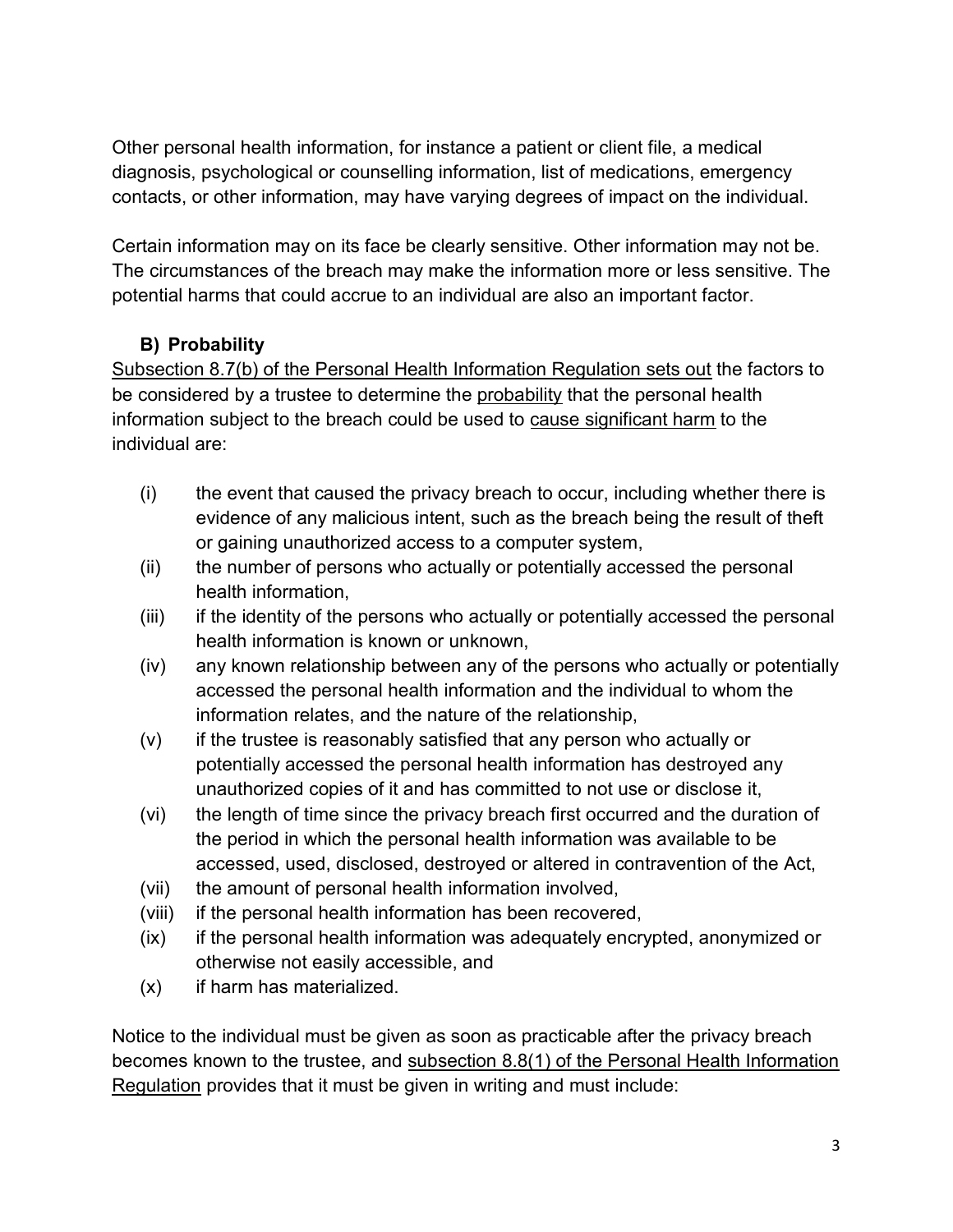Other personal health information, for instance a patient or client file, a medical diagnosis, psychological or counselling information, list of medications, emergency contacts, or other information, may have varying degrees of impact on the individual.

Certain information may on its face be clearly sensitive. Other information may not be. The circumstances of the breach may make the information more or less sensitive. The potential harms that could accrue to an individual are also an important factor.

### B) Probability

<u>Subsection 8.7(b) of the Personal Health Information Regulation sets out</u> the factors to be considered by a trustee to determine the <u>probability</u> that the personal health information subject to the breach could be used to <u>cause significant harm</u> to the individual are:

(i) the event that caused the privacy breach to occur, including whether there is evidence of any malicious intent, such as the breach being the result of theft or gaining unauthorized access to a computer system,

(ii) the number of persons who actually or potentially accessed the personal health information,

(iii) if the identity of the persons who actually or potentially accessed the personal health information is known or unknown,

(iv) any known relationship between any of the persons who actually or potentially accessed the personal health information and the individual to whom the information relates, and the nature of the relationship,

(v) if the trustee is reasonably satisfied that any person who actually or potentially accessed the personal health information has destroyed any unauthorized copies of it and has committed to not use or disclose it,

(vi) the length of time since the privacy breach first occurred and the duration of the period in which the personal health information was available to be accessed, used, disclosed, destroyed or altered in contravention of the Act,

(vii) the amount of personal health information involved,

(viii) if the personal health information has been recovered,

(ix) if the personal health information was adequately encrypted, anonymized or otherwise not easily accessible, and

(x) if harm has materialized.

Notice to the individual must be given as soon as practicable after the privacy breach becomes known to the trustee, and <u>subsection 8.8(1) of the Personal Health Information Regulation</u> provides that it must be given in writing and must include: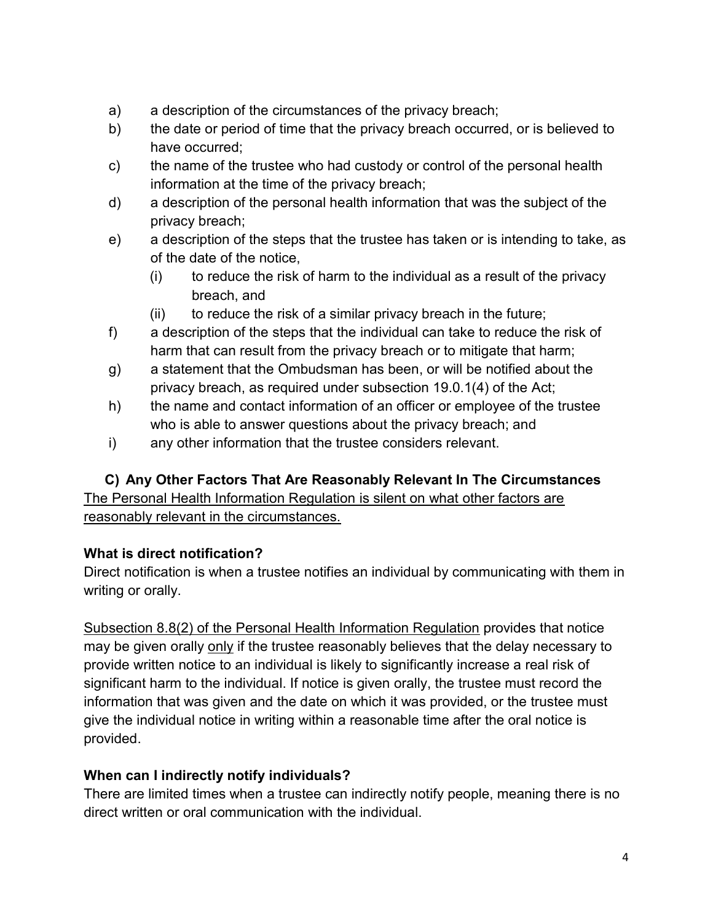a) a description of the circumstances of the privacy breach;
b) the date or period of time that the privacy breach occurred, or is believed to have occurred;
c) the name of the trustee who had custody or control of the personal health information at the time of the privacy breach;
d) a description of the personal health information that was the subject of the privacy breach;
e) a description of the steps that the trustee has taken or is intending to take, as of the date of the notice,
    (i) to reduce the risk of harm to the individual as a result of the privacy breach, and
    (ii) to reduce the risk of a similar privacy breach in the future;
f) a description of the steps that the individual can take to reduce the risk of harm that can result from the privacy breach or to mitigate that harm;
g) a statement that the Ombudsman has been, or will be notified about the privacy breach, as required under subsection 19.0.1(4) of the Act;
h) the name and contact information of an officer or employee of the trustee who is able to answer questions about the privacy breach; and
i) any other information that the trustee considers relevant.

**C) Any Other Factors That Are Reasonably Relevant In The Circumstances**

<u>The Personal Health Information Regulation is silent on what other factors are reasonably relevant in the circumstances.</u>

**What is direct notification?**

Direct notification is when a trustee notifies an individual by communicating with them in writing or orally.

<u>Subsection 8.8(2) of the Personal Health Information Regulation</u> provides that notice may be given orally <u>only</u> if the trustee reasonably believes that the delay necessary to provide written notice to an individual is likely to significantly increase a real risk of significant harm to the individual. If notice is given orally, the trustee must record the information that was given and the date on which it was provided, or the trustee must give the individual notice in writing within a reasonable time after the oral notice is provided.

**When can I indirectly notify individuals?**

There are limited times when a trustee can indirectly notify people, meaning there is no direct written or oral communication with the individual.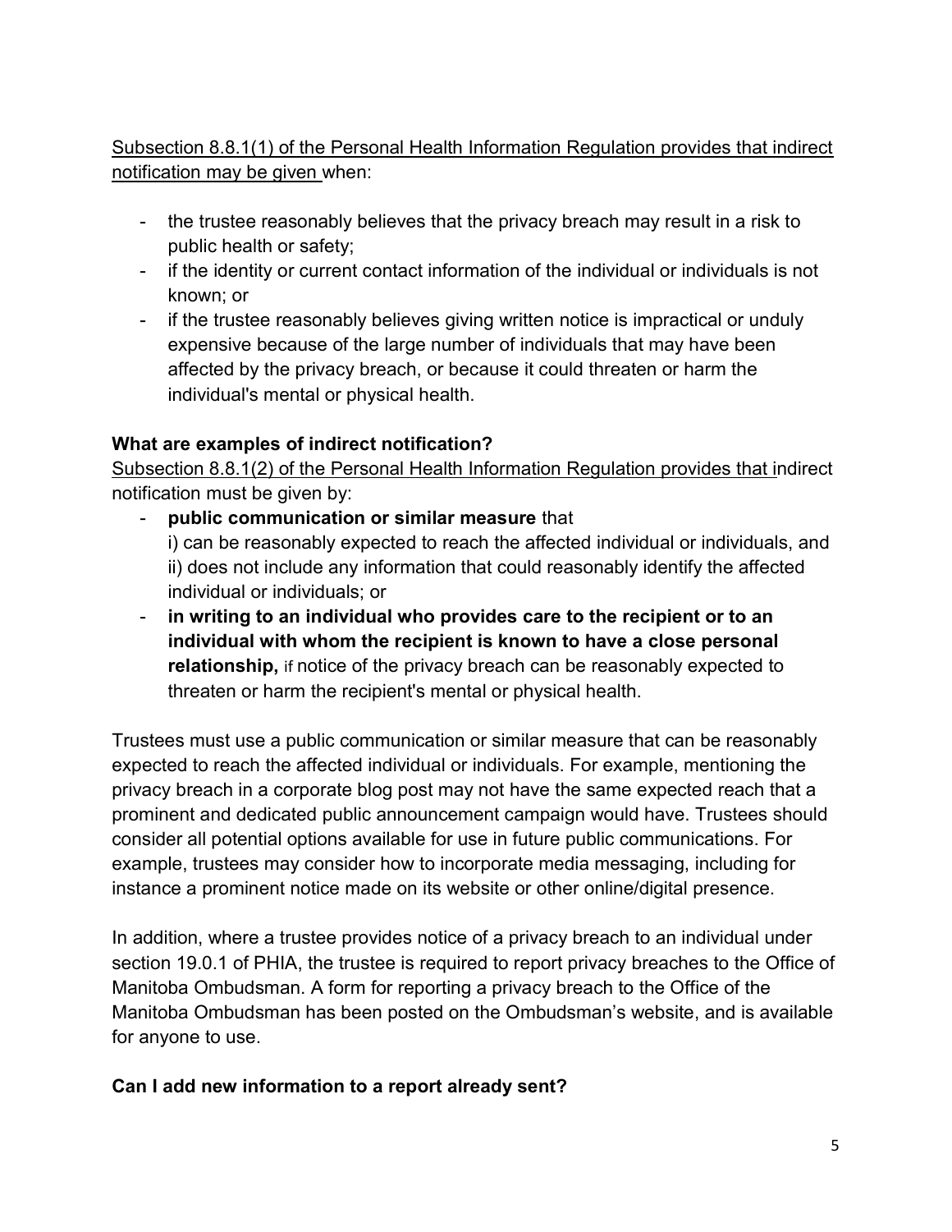Subsection 8.8.1(1) of the Personal Health Information Regulation provides that indirect notification may be given when:

- the trustee reasonably believes that the privacy breach may result in a risk to public health or safety;
- if the identity or current contact information of the individual or individuals is not known; or
- if the trustee reasonably believes giving written notice is impractical or unduly expensive because of the large number of individuals that may have been affected by the privacy breach, or because it could threaten or harm the individual's mental or physical health.

**What are examples of indirect notification?**

Subsection 8.8.1(2) of the Personal Health Information Regulation provides that indirect notification must be given by:

- **public communication or similar measure** that
  i) can be reasonably expected to reach the affected individual or individuals, and
  ii) does not include any information that could reasonably identify the affected individual or individuals; or
- **in writing to an individual who provides care to the recipient or to an individual with whom the recipient is known to have a close personal relationship,** if notice of the privacy breach can be reasonably expected to threaten or harm the recipient's mental or physical health.

Trustees must use a public communication or similar measure that can be reasonably expected to reach the affected individual or individuals. For example, mentioning the privacy breach in a corporate blog post may not have the same expected reach that a prominent and dedicated public announcement campaign would have. Trustees should consider all potential options available for use in future public communications. For example, trustees may consider how to incorporate media messaging, including for instance a prominent notice made on its website or other online/digital presence.

In addition, where a trustee provides notice of a privacy breach to an individual under section 19.0.1 of PHIA, the trustee is required to report privacy breaches to the Office of Manitoba Ombudsman. A form for reporting a privacy breach to the Office of the Manitoba Ombudsman has been posted on the Ombudsman's website, and is available for anyone to use.

**Can I add new information to a report already sent?**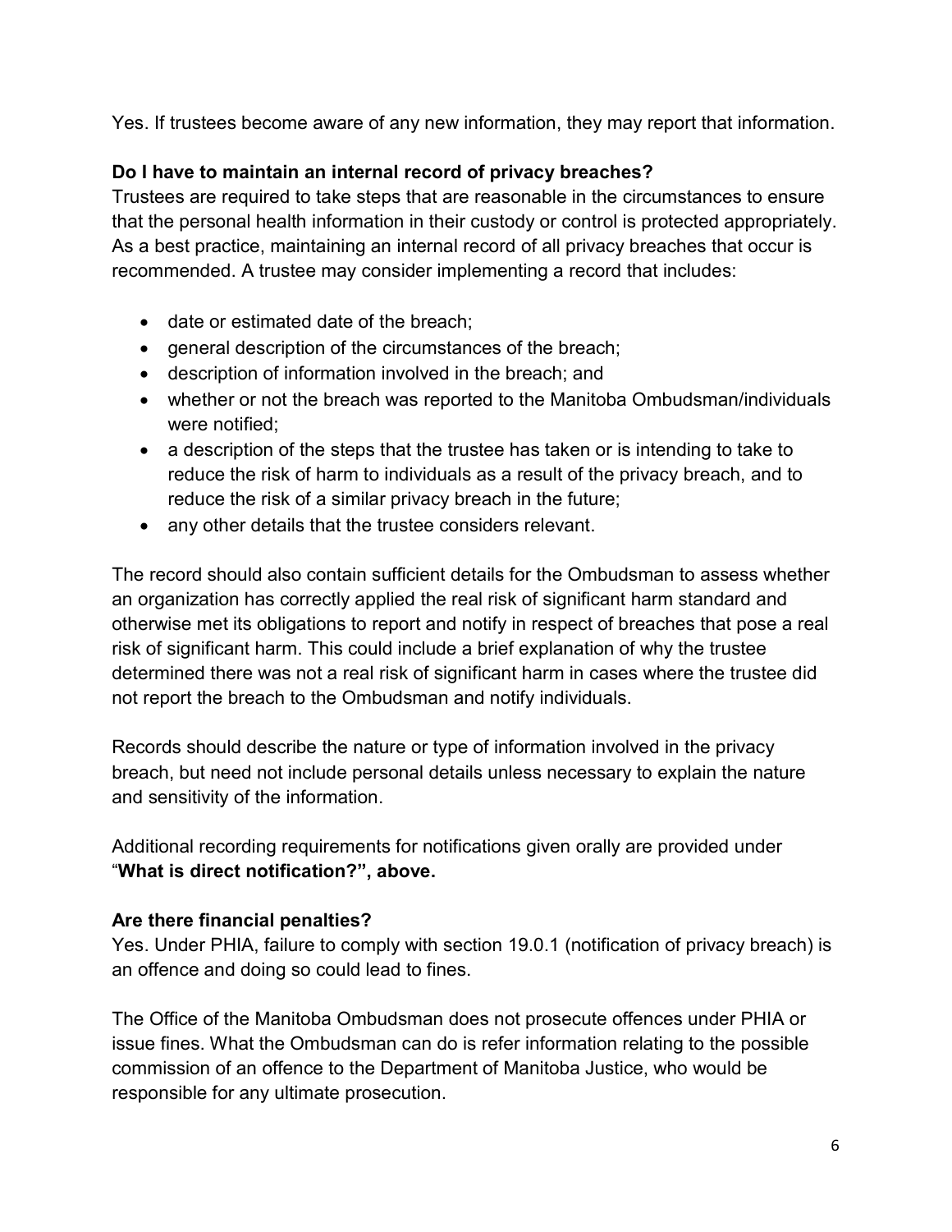Yes. If trustees become aware of any new information, they may report that information.

**Do I have to maintain an internal record of privacy breaches?**
Trustees are required to take steps that are reasonable in the circumstances to ensure that the personal health information in their custody or control is protected appropriately. As a best practice, maintaining an internal record of all privacy breaches that occur is recommended. A trustee may consider implementing a record that includes:

- date or estimated date of the breach;
- general description of the circumstances of the breach;
- description of information involved in the breach; and
- whether or not the breach was reported to the Manitoba Ombudsman/individuals were notified;
- a description of the steps that the trustee has taken or is intending to take to reduce the risk of harm to individuals as a result of the privacy breach, and to reduce the risk of a similar privacy breach in the future;
- any other details that the trustee considers relevant.

The record should also contain sufficient details for the Ombudsman to assess whether an organization has correctly applied the real risk of significant harm standard and otherwise met its obligations to report and notify in respect of breaches that pose a real risk of significant harm. This could include a brief explanation of why the trustee determined there was not a real risk of significant harm in cases where the trustee did not report the breach to the Ombudsman and notify individuals.

Records should describe the nature or type of information involved in the privacy breach, but need not include personal details unless necessary to explain the nature and sensitivity of the information.

Additional recording requirements for notifications given orally are provided under "**What is direct notification?", above.**

**Are there financial penalties?**
Yes. Under PHIA, failure to comply with section 19.0.1 (notification of privacy breach) is an offence and doing so could lead to fines.

The Office of the Manitoba Ombudsman does not prosecute offences under PHIA or issue fines. What the Ombudsman can do is refer information relating to the possible commission of an offence to the Department of Manitoba Justice, who would be responsible for any ultimate prosecution.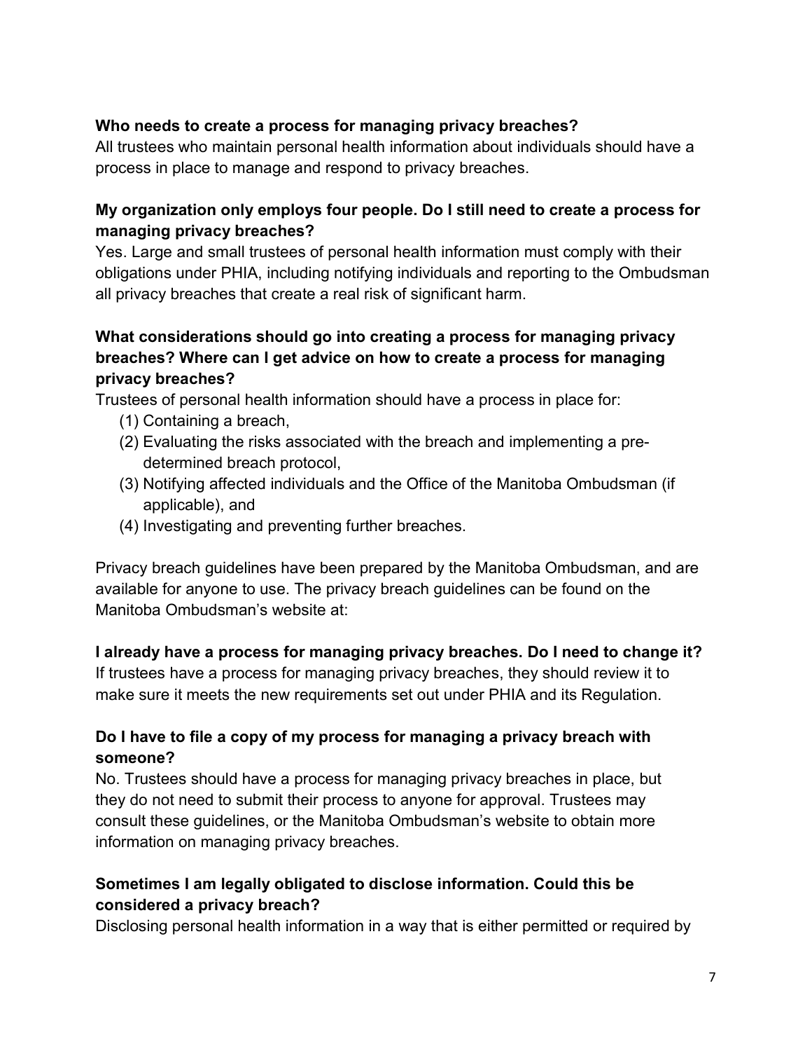**Who needs to create a process for managing privacy breaches?**

All trustees who maintain personal health information about individuals should have a process in place to manage and respond to privacy breaches.

**My organization only employs four people. Do I still need to create a process for managing privacy breaches?**

Yes. Large and small trustees of personal health information must comply with their obligations under PHIA, including notifying individuals and reporting to the Ombudsman all privacy breaches that create a real risk of significant harm.

**What considerations should go into creating a process for managing privacy breaches? Where can I get advice on how to create a process for managing privacy breaches?**

Trustees of personal health information should have a process in place for:

(1) Containing a breach,
(2) Evaluating the risks associated with the breach and implementing a pre-determined breach protocol,
(3) Notifying affected individuals and the Office of the Manitoba Ombudsman (if applicable), and
(4) Investigating and preventing further breaches.

Privacy breach guidelines have been prepared by the Manitoba Ombudsman, and are available for anyone to use. The privacy breach guidelines can be found on the Manitoba Ombudsman's website at:

**I already have a process for managing privacy breaches. Do I need to change it?**

If trustees have a process for managing privacy breaches, they should review it to make sure it meets the new requirements set out under PHIA and its Regulation.

**Do I have to file a copy of my process for managing a privacy breach with someone?**

No. Trustees should have a process for managing privacy breaches in place, but they do not need to submit their process to anyone for approval. Trustees may consult these guidelines, or the Manitoba Ombudsman's website to obtain more information on managing privacy breaches.

**Sometimes I am legally obligated to disclose information. Could this be considered a privacy breach?**

Disclosing personal health information in a way that is either permitted or required by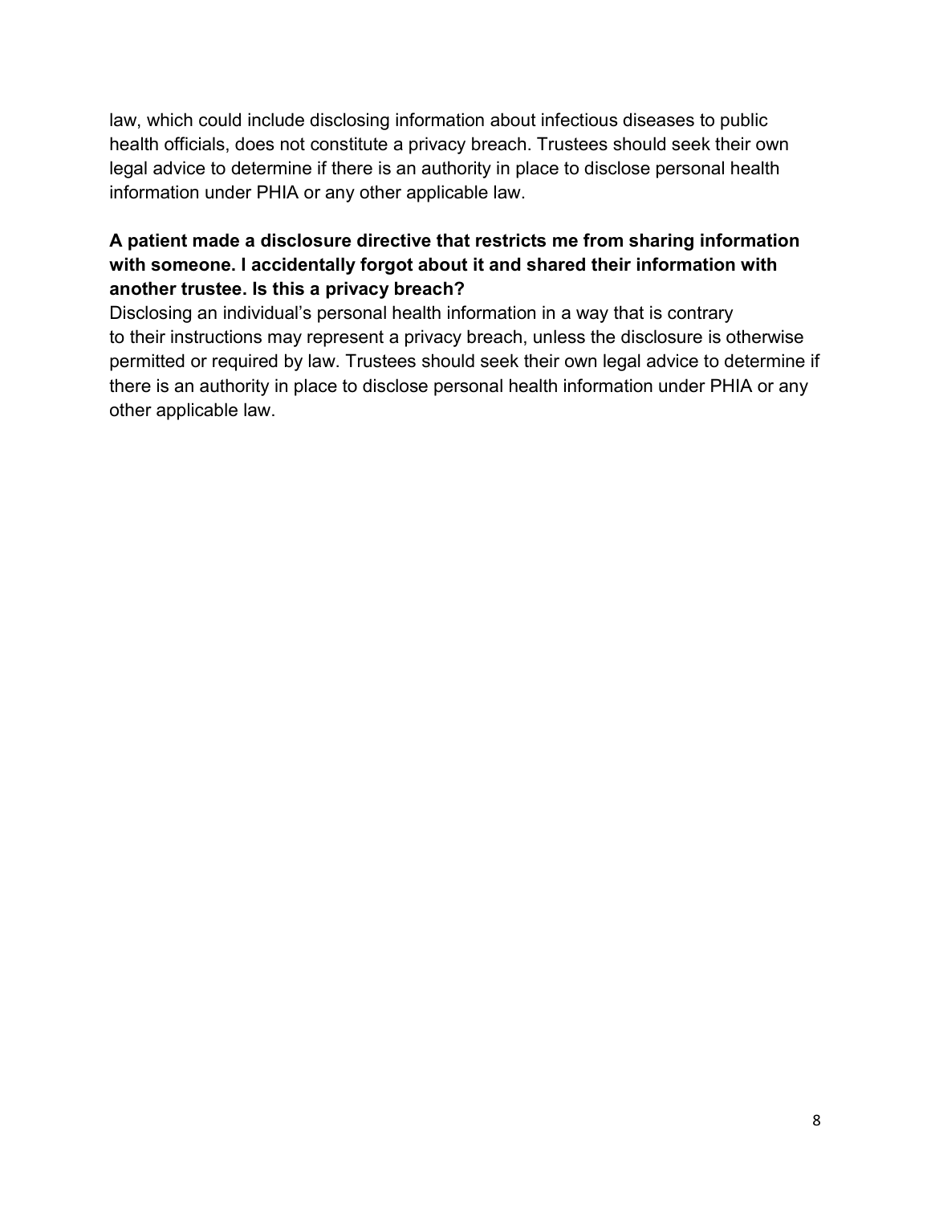law, which could include disclosing information about infectious diseases to public health officials, does not constitute a privacy breach. Trustees should seek their own legal advice to determine if there is an authority in place to disclose personal health information under PHIA or any other applicable law.

**A patient made a disclosure directive that restricts me from sharing information with someone. I accidentally forgot about it and shared their information with another trustee. Is this a privacy breach?**

Disclosing an individual's personal health information in a way that is contrary to their instructions may represent a privacy breach, unless the disclosure is otherwise permitted or required by law. Trustees should seek their own legal advice to determine if there is an authority in place to disclose personal health information under PHIA or any other applicable law.